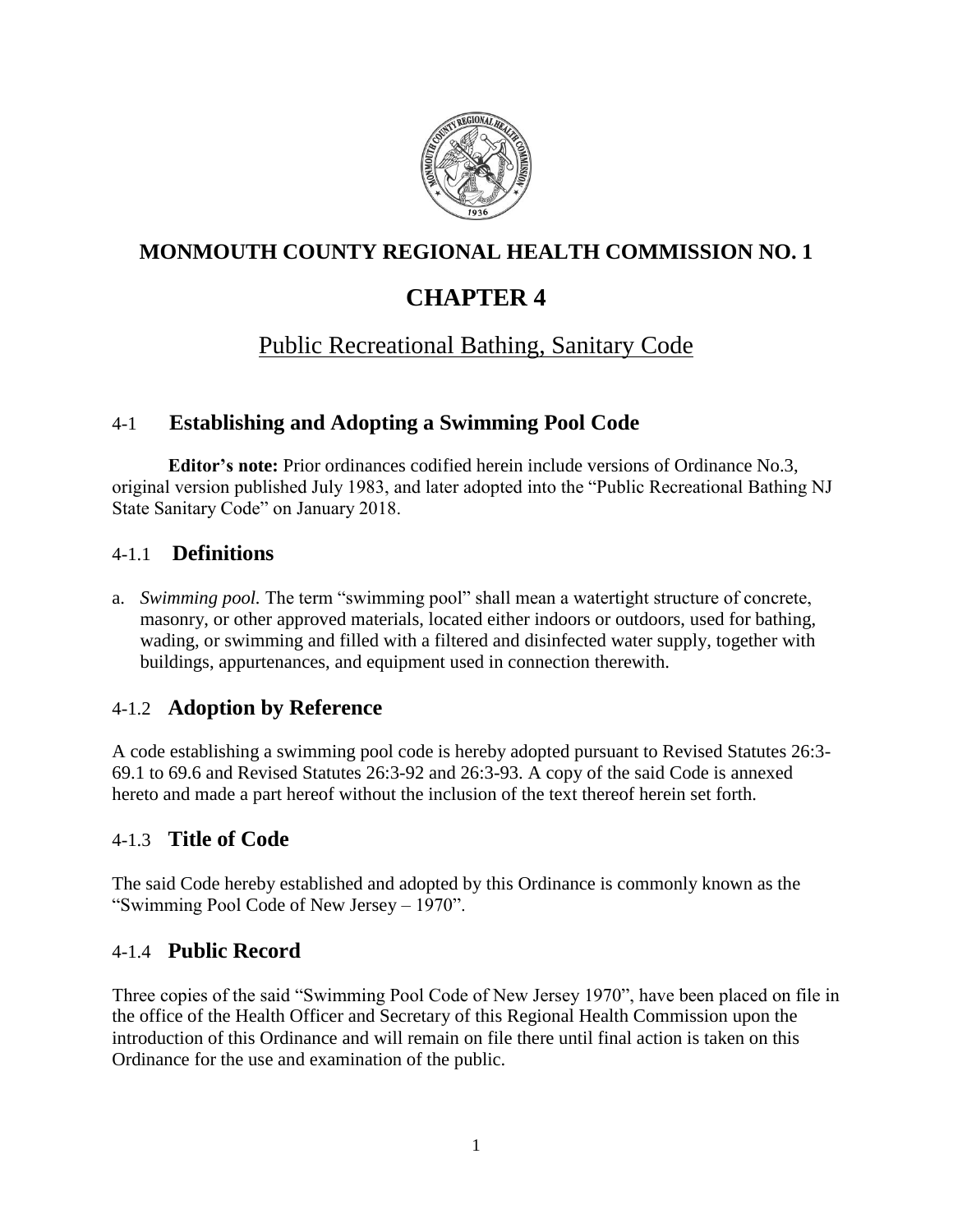# MONMOUTH COUNTY REGIONAL HEALTH COMMISSION NO. 1

# CHAPTER 4

## Public Recreational Bathing, Sanitary Code

## 4-1 Establishing and Adopting a Swimming Pool Code

**Editor's note:** Prior ordinances codified herein include versions of Ordinance No.3, original version published July 1983, and later adopted into the "Public Recreational Bathing NJ State Sanitary Code" on January 2018.

### 4-1.1 Definitions

a. *Swimming pool.* The term "swimming pool" shall mean a watertight structure of concrete, masonry, or other approved materials, located either indoors or outdoors, used for bathing, wading, or swimming and filled with a filtered and disinfected water supply, together with buildings, appurtenances, and equipment used in connection therewith.

### 4-1.2 Adoption by Reference

A code establishing a swimming pool code is hereby adopted pursuant to Revised Statutes 26:3-69.1 to 69.6 and Revised Statutes 26:3-92 and 26:3-93. A copy of the said Code is annexed hereto and made a part hereof without the inclusion of the text thereof herein set forth.

### 4-1.3 Title of Code

The said Code hereby established and adopted by this Ordinance is commonly known as the "Swimming Pool Code of New Jersey – 1970".

### 4-1.4 Public Record

Three copies of the said "Swimming Pool Code of New Jersey 1970", have been placed on file in the office of the Health Officer and Secretary of this Regional Health Commission upon the introduction of this Ordinance and will remain on file there until final action is taken on this Ordinance for the use and examination of the public.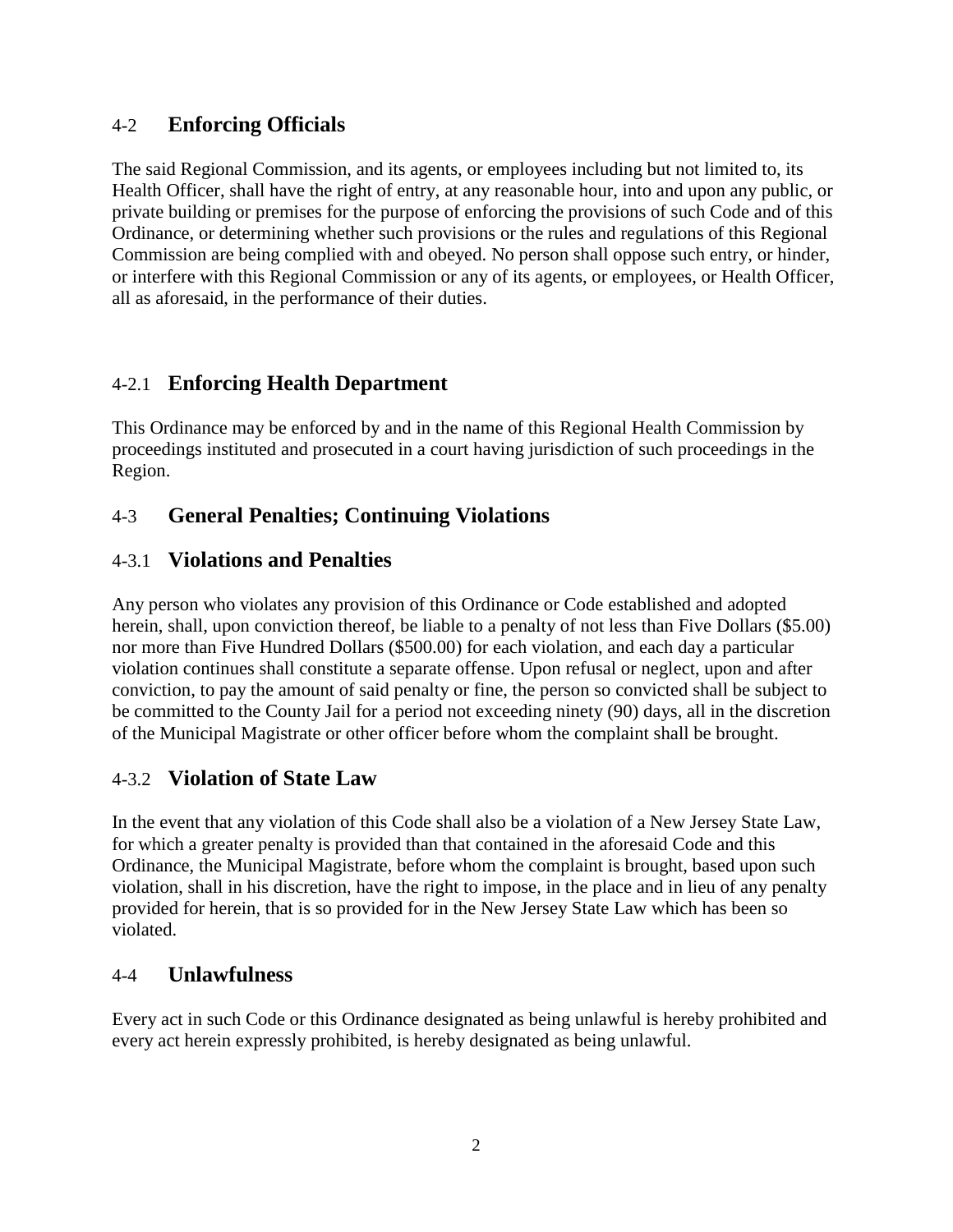## 4-2 **Enforcing Officials**

The said Regional Commission, and its agents, or employees including but not limited to, its Health Officer, shall have the right of entry, at any reasonable hour, into and upon any public, or private building or premises for the purpose of enforcing the provisions of such Code and of this Ordinance, or determining whether such provisions or the rules and regulations of this Regional Commission are being complied with and obeyed. No person shall oppose such entry, or hinder, or interfere with this Regional Commission or any of its agents, or employees, or Health Officer, all as aforesaid, in the performance of their duties.

## 4-2.1 **Enforcing Health Department**

This Ordinance may be enforced by and in the name of this Regional Health Commission by proceedings instituted and prosecuted in a court having jurisdiction of such proceedings in the Region.

## 4-3 **General Penalties; Continuing Violations**

## 4-3.1 **Violations and Penalties**

Any person who violates any provision of this Ordinance or Code established and adopted herein, shall, upon conviction thereof, be liable to a penalty of not less than Five Dollars ($5.00) nor more than Five Hundred Dollars ($500.00) for each violation, and each day a particular violation continues shall constitute a separate offense. Upon refusal or neglect, upon and after conviction, to pay the amount of said penalty or fine, the person so convicted shall be subject to be committed to the County Jail for a period not exceeding ninety (90) days, all in the discretion of the Municipal Magistrate or other officer before whom the complaint shall be brought.

## 4-3.2 **Violation of State Law**

In the event that any violation of this Code shall also be a violation of a New Jersey State Law, for which a greater penalty is provided than that contained in the aforesaid Code and this Ordinance, the Municipal Magistrate, before whom the complaint is brought, based upon such violation, shall in his discretion, have the right to impose, in the place and in lieu of any penalty provided for herein, that is so provided for in the New Jersey State Law which has been so violated.

## 4-4 **Unlawfulness**

Every act in such Code or this Ordinance designated as being unlawful is hereby prohibited and every act herein expressly prohibited, is hereby designated as being unlawful.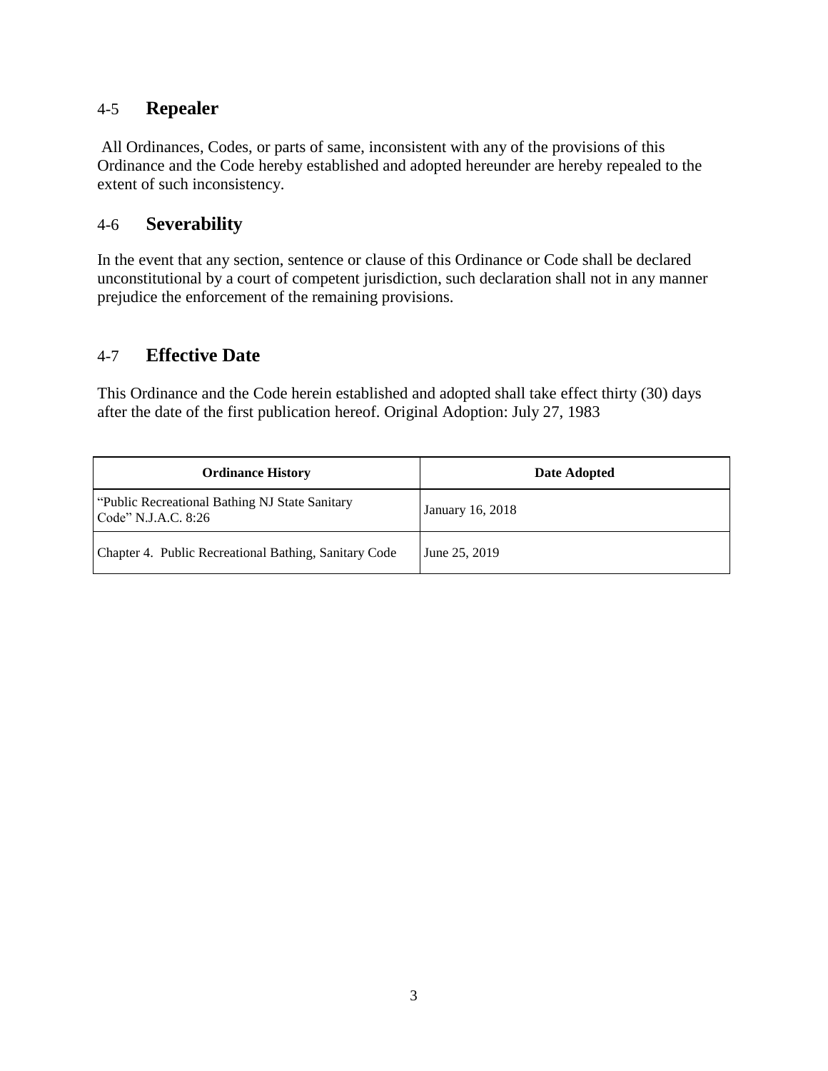## 4-5 **Repealer**

All Ordinances, Codes, or parts of same, inconsistent with any of the provisions of this Ordinance and the Code hereby established and adopted hereunder are hereby repealed to the extent of such inconsistency.

## 4-6 **Severability**

In the event that any section, sentence or clause of this Ordinance or Code shall be declared unconstitutional by a court of competent jurisdiction, such declaration shall not in any manner prejudice the enforcement of the remaining provisions.

## 4-7 **Effective Date**

This Ordinance and the Code herein established and adopted shall take effect thirty (30) days after the date of the first publication hereof. Original Adoption: July 27, 1983

| Ordinance History | Date Adopted |
|---|---|
| "Public Recreational Bathing NJ State Sanitary Code" N.J.A.C. 8:26 | January 16, 2018 |
| Chapter 4. Public Recreational Bathing, Sanitary Code | June 25, 2019 |